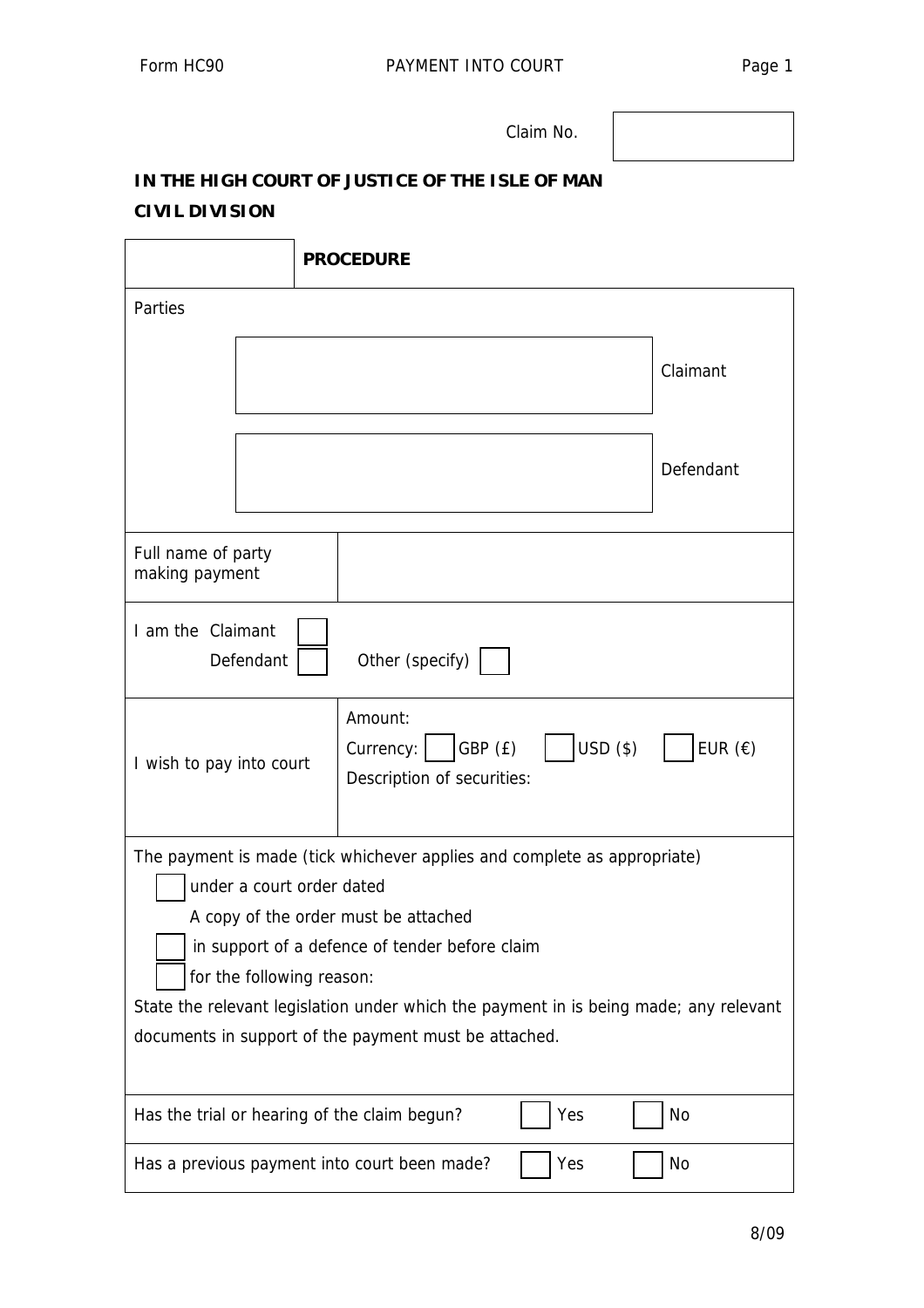Form HC90 PAYMENT INTO COURT

Claim No. 

**IN THE HIGH COURT OF JUSTICE OF THE ISLE OF MAN**

**CIVIL DIVISION**

| | **PROCEDURE** |
|---|---|

Parties

| | |
|---|---|
| | Claimant |
| | Defendant |

| | |
|---|---|
| Full name of party making payment | |

I am the Claimant ☐
Defendant ☐ Other (specify) ☐

| | |
|---|---|
| I wish to pay into court | Amount:<br>Currency: ☐ GBP (£) ☐ USD ($) ☐ EUR (€)<br>Description of securities: |

The payment is made (tick whichever applies and complete as appropriate)

☐ under a court order dated
A copy of the order must be attached

☐ in support of a defence of tender before claim

☐ for the following reason:

State the relevant legislation under which the payment in is being made; any relevant documents in support of the payment must be attached.

Has the trial or hearing of the claim begun? ☐ Yes ☐ No

Has a previous payment into court been made? ☐ Yes ☐ No

8/09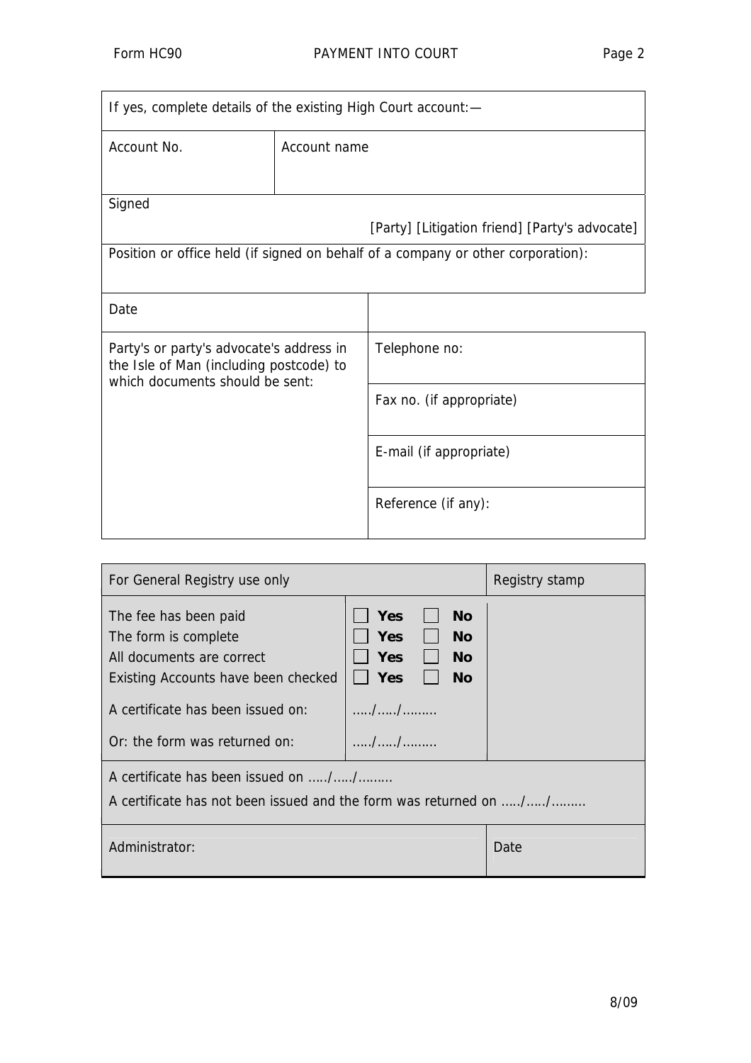| If yes, complete details of the existing High Court account:— | |
|---|---|
| Account No. | Account name |

| | |
|---|---|
| Signed | [Party] [Litigation friend] [Party's advocate] |
| Position or office held (if signed on behalf of a company or other corporation): | |
| Date | |
| Party's or party's advocate's address in the Isle of Man (including postcode) to which documents should be sent: | Telephone no: |
| | Fax no. (if appropriate) |
| | E-mail (if appropriate) |
| | Reference (if any): |

| For General Registry use only | | Registry stamp |
|---|---|---|
| The fee has been paid | ☐ Yes ☐ No | |
| The form is complete | ☐ Yes ☐ No | |
| All documents are correct | ☐ Yes ☐ No | |
| Existing Accounts have been checked | ☐ Yes ☐ No | |
| A certificate has been issued on: | …../…../……… | |
| Or: the form was returned on: | …../…../……… | |
| A certificate has been issued on …../…../……… | | |
| A certificate has not been issued and the form was returned on …../…../……… | | |
| Administrator: | | Date |

8/09